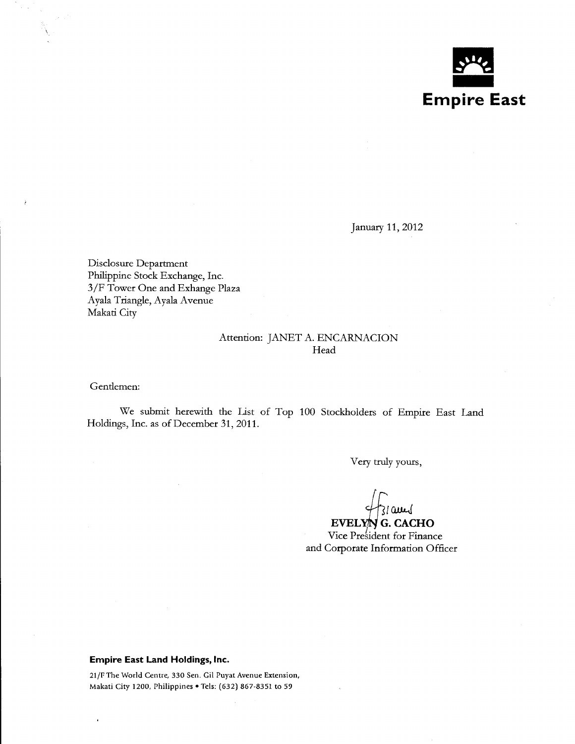**Empire East**

January 11, 2012

Disclosure Department
Philippine Stock Exchange, Inc.
3/F Tower One and Exhange Plaza
Ayala Triangle, Ayala Avenue
Makati City

Attention: JANET A. ENCARNACION
Head

Gentlemen:

We submit herewith the List of Top 100 Stockholders of Empire East Land Holdings, Inc. as of December 31, 2011.

Very truly yours,

**EVELYN G. CACHO**
Vice President for Finance
and Corporate Information Officer

**Empire East Land Holdings, Inc.**

21/F The World Centre, 330 Sen. Gil Puyat Avenue Extension,
Makati City 1200, Philippines • Tels: (632) 867-8351 to 59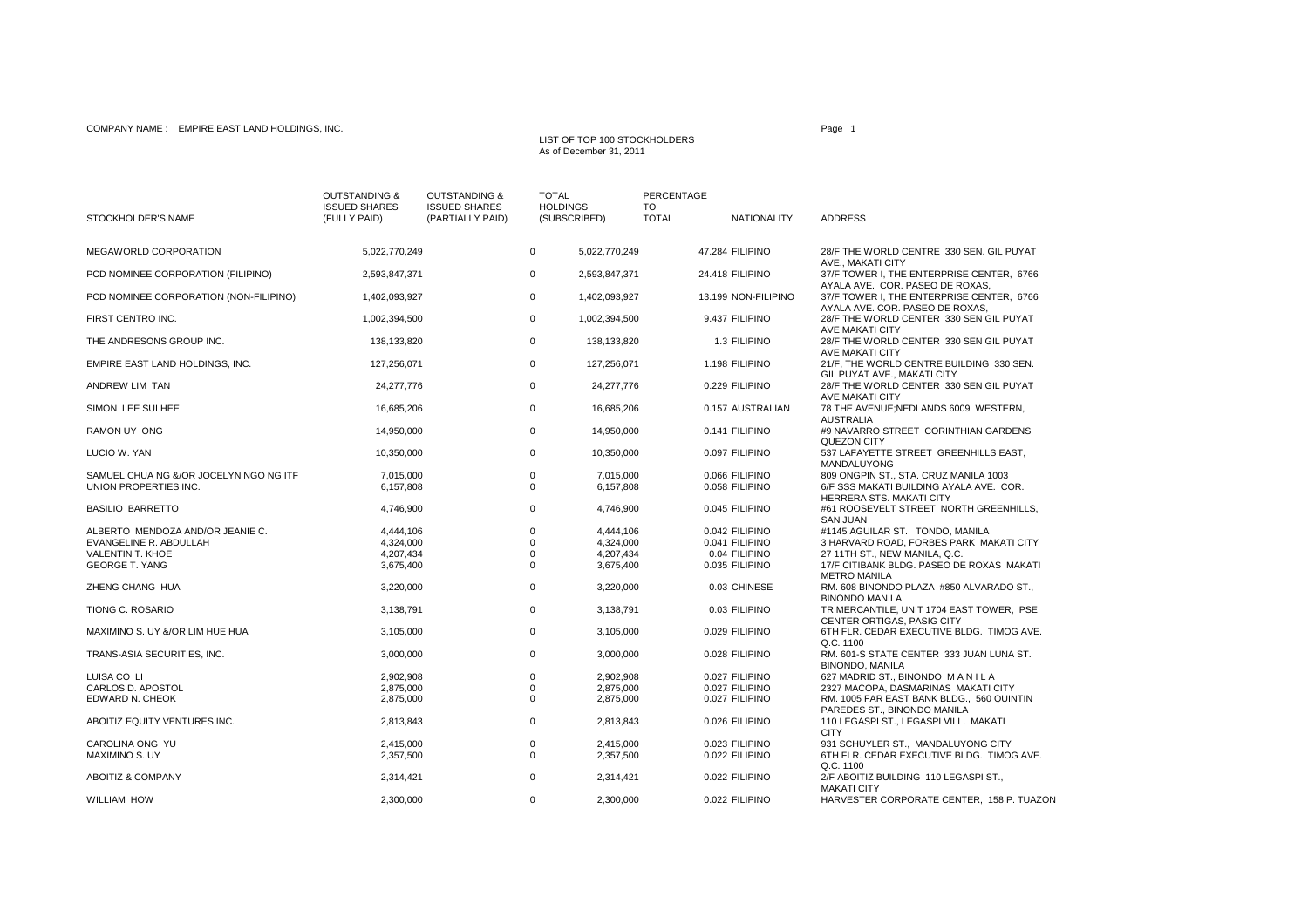COMPANY NAME : EMPIRE EAST LAND HOLDINGS, INC.

LIST OF TOP 100 STOCKHOLDERS
As of December 31, 2011

| STOCKHOLDER'S NAME | OUTSTANDING & ISSUED SHARES (FULLY PAID) | OUTSTANDING & ISSUED SHARES (PARTIALLY PAID) | TOTAL HOLDINGS (SUBSCRIBED) | PERCENTAGE TO TOTAL | NATIONALITY | ADDRESS |
|---|---|---|---|---|---|---|
| MEGAWORLD CORPORATION | 5,022,770,249 | 0 | 5,022,770,249 | 47.284 | FILIPINO | 28/F THE WORLD CENTRE 330 SEN. GIL PUYAT AVE., MAKATI CITY |
| PCD NOMINEE CORPORATION (FILIPINO) | 2,593,847,371 | 0 | 2,593,847,371 | 24.418 | FILIPINO | 37/F TOWER I, THE ENTERPRISE CENTER, 6766 AYALA AVE. COR. PASEO DE ROXAS, |
| PCD NOMINEE CORPORATION (NON-FILIPINO) | 1,402,093,927 | 0 | 1,402,093,927 | 13.199 | NON-FILIPINO | 37/F TOWER I, THE ENTERPRISE CENTER, 6766 AYALA AVE. COR. PASEO DE ROXAS, |
| FIRST CENTRO INC. | 1,002,394,500 | 0 | 1,002,394,500 | 9.437 | FILIPINO | 28/F THE WORLD CENTER 330 SEN GIL PUYAT AVE MAKATI CITY |
| THE ANDRESONS GROUP INC. | 138,133,820 | 0 | 138,133,820 | 1.3 | FILIPINO | 28/F THE WORLD CENTER 330 SEN GIL PUYAT AVE MAKATI CITY |
| EMPIRE EAST LAND HOLDINGS, INC. | 127,256,071 | 0 | 127,256,071 | 1.198 | FILIPINO | 21/F, THE WORLD CENTRE BUILDING 330 SEN. GIL PUYAT AVE., MAKATI CITY |
| ANDREW LIM TAN | 24,277,776 | 0 | 24,277,776 | 0.229 | FILIPINO | 28/F THE WORLD CENTER 330 SEN GIL PUYAT AVE MAKATI CITY |
| SIMON LEE SUI HEE | 16,685,206 | 0 | 16,685,206 | 0.157 | AUSTRALIAN | 78 THE AVENUE;NEDLANDS 6009 WESTERN, AUSTRALIA |
| RAMON UY ONG | 14,950,000 | 0 | 14,950,000 | 0.141 | FILIPINO | #9 NAVARRO STREET CORINTHIAN GARDENS QUEZON CITY |
| LUCIO W. YAN | 10,350,000 | 0 | 10,350,000 | 0.097 | FILIPINO | 537 LAFAYETTE STREET GREENHILLS EAST, MANDALUYONG |
| SAMUEL CHUA NG &/OR JOCELYN NGO NG ITF | 7,015,000 | 0 | 7,015,000 | 0.066 | FILIPINO | 809 ONGPIN ST., STA. CRUZ MANILA 1003 |
| UNION PROPERTIES INC. | 6,157,808 | 0 | 6,157,808 | 0.058 | FILIPINO | 6/F SSS MAKATI BUILDING AYALA AVE. COR. HERRERA STS. MAKATI CITY |
| BASILIO BARRETTO | 4,746,900 | 0 | 4,746,900 | 0.045 | FILIPINO | #61 ROOSEVELT STREET NORTH GREENHILLS, SAN JUAN |
| ALBERTO MENDOZA AND/OR JEANIE C. | 4,444,106 | 0 | 4,444,106 | 0.042 | FILIPINO | #1145 AGUILAR ST., TONDO, MANILA |
| EVANGELINE R. ABDULLAH | 4,324,000 | 0 | 4,324,000 | 0.041 | FILIPINO | 3 HARVARD ROAD, FORBES PARK MAKATI CITY |
| VALENTIN T. KHOE | 4,207,434 | 0 | 4,207,434 | 0.04 | FILIPINO | 27 11TH ST., NEW MANILA, Q.C. |
| GEORGE T. YANG | 3,675,400 | 0 | 3,675,400 | 0.035 | FILIPINO | 17/F CITIBANK BLDG. PASEO DE ROXAS MAKATI METRO MANILA |
| ZHENG CHANG HUA | 3,220,000 | 0 | 3,220,000 | 0.03 | CHINESE | RM. 608 BINONDO PLAZA #850 ALVARADO ST., BINONDO MANILA |
| TIONG C. ROSARIO | 3,138,791 | 0 | 3,138,791 | 0.03 | FILIPINO | TR MERCANTILE, UNIT 1704 EAST TOWER, PSE CENTER ORTIGAS, PASIG CITY |
| MAXIMINO S. UY &/OR LIM HUE HUA | 3,105,000 | 0 | 3,105,000 | 0.029 | FILIPINO | 6TH FLR. CEDAR EXECUTIVE BLDG. TIMOG AVE. Q.C. 1100 |
| TRANS-ASIA SECURITIES, INC. | 3,000,000 | 0 | 3,000,000 | 0.028 | FILIPINO | RM. 601-S STATE CENTER 333 JUAN LUNA ST. BINONDO, MANILA |
| LUISA CO LI | 2,902,908 | 0 | 2,902,908 | 0.027 | FILIPINO | 627 MADRID ST., BINONDO M A N I L A |
| CARLOS D. APOSTOL | 2,875,000 | 0 | 2,875,000 | 0.027 | FILIPINO | 2327 MACOPA, DASMARINAS MAKATI CITY |
| EDWARD N. CHEOK | 2,875,000 | 0 | 2,875,000 | 0.027 | FILIPINO | RM. 1005 FAR EAST BANK BLDG., 560 QUINTIN PAREDES ST., BINONDO MANILA |
| ABOITIZ EQUITY VENTURES INC. | 2,813,843 | 0 | 2,813,843 | 0.026 | FILIPINO | 110 LEGASPI ST., LEGASPI VILL. MAKATI CITY |
| CAROLINA ONG YU | 2,415,000 | 0 | 2,415,000 | 0.023 | FILIPINO | 931 SCHUYLER ST., MANDALUYONG CITY |
| MAXIMINO S. UY | 2,357,500 | 0 | 2,357,500 | 0.022 | FILIPINO | 6TH FLR. CEDAR EXECUTIVE BLDG. TIMOG AVE. Q.C. 1100 |
| ABOITIZ & COMPANY | 2,314,421 | 0 | 2,314,421 | 0.022 | FILIPINO | 2/F ABOITIZ BUILDING 110 LEGASPI ST., MAKATI CITY |
| WILLIAM HOW | 2,300,000 | 0 | 2,300,000 | 0.022 | FILIPINO | HARVESTER CORPORATE CENTER, 158 P. TUAZON |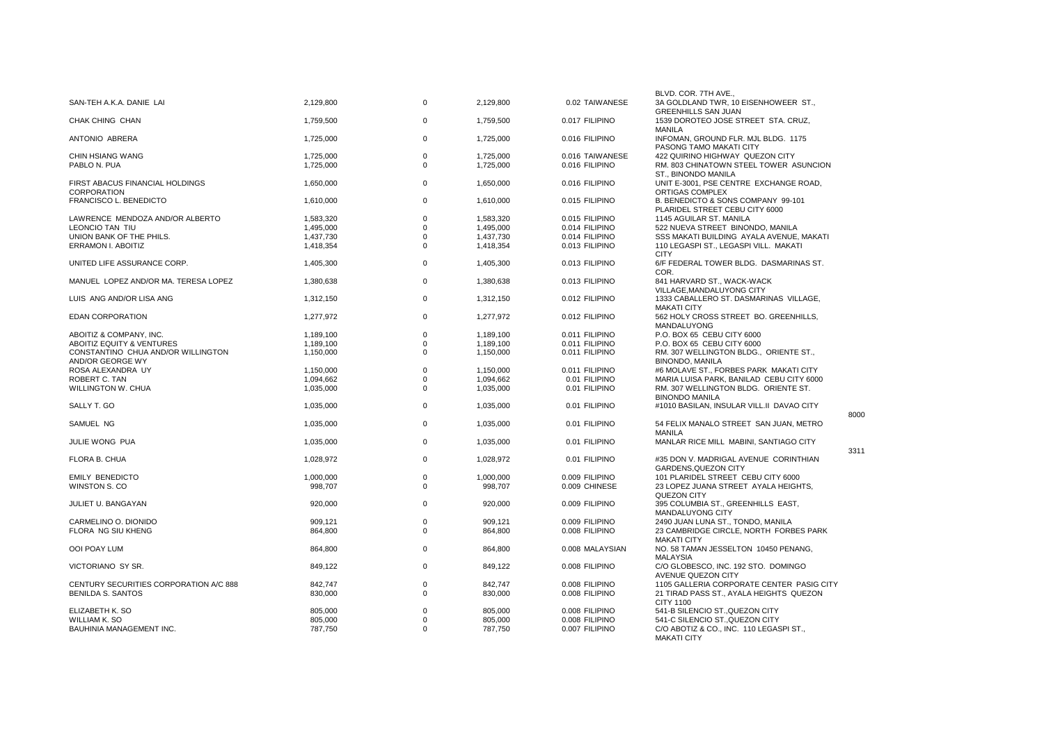| | | | | | | |
|---|---|---|---|---|---|---|
| | | | | | | BLVD. COR. 7TH AVE., |
| SAN-TEH A.K.A. DANIE LAI | 2,129,800 | 0 | 2,129,800 | 0.02 | TAIWANESE | 3A GOLDLAND TWR, 10 EISENHOWEER ST., GREENHILLS SAN JUAN |
| CHAK CHING CHAN | 1,759,500 | 0 | 1,759,500 | 0.017 | FILIPINO | 1539 DOROTEO JOSE STREET STA. CRUZ, MANILA |
| ANTONIO ABRERA | 1,725,000 | 0 | 1,725,000 | 0.016 | FILIPINO | INFOMAN, GROUND FLR. MJL BLDG. 1175 PASONG TAMO MAKATI CITY |
| CHIN HSIANG WANG | 1,725,000 | 0 | 1,725,000 | 0.016 | TAIWANESE | 422 QUIRINO HIGHWAY QUEZON CITY |
| PABLO N. PUA | 1,725,000 | 0 | 1,725,000 | 0.016 | FILIPINO | RM. 803 CHINATOWN STEEL TOWER ASUNCION ST., BINONDO MANILA |
| FIRST ABACUS FINANCIAL HOLDINGS CORPORATION | 1,650,000 | 0 | 1,650,000 | 0.016 | FILIPINO | UNIT E-3001, PSE CENTRE EXCHANGE ROAD, ORTIGAS COMPLEX |
| FRANCISCO L. BENEDICTO | 1,610,000 | 0 | 1,610,000 | 0.015 | FILIPINO | B. BENEDICTO & SONS COMPANY 99-101 PLARIDEL STREET CEBU CITY 6000 |
| LAWRENCE MENDOZA AND/OR ALBERTO | 1,583,320 | 0 | 1,583,320 | 0.015 | FILIPINO | 1145 AGUILAR ST. MANILA |
| LEONCIO TAN TIU | 1,495,000 | 0 | 1,495,000 | 0.014 | FILIPINO | 522 NUEVA STREET BINONDO, MANILA |
| UNION BANK OF THE PHILS. | 1,437,730 | 0 | 1,437,730 | 0.014 | FILIPINO | SSS MAKATI BUILDING AYALA AVENUE, MAKATI |
| ERRAMON I. ABOITIZ | 1,418,354 | 0 | 1,418,354 | 0.013 | FILIPINO | 110 LEGASPI ST., LEGASPI VILL. MAKATI CITY |
| UNITED LIFE ASSURANCE CORP. | 1,405,300 | 0 | 1,405,300 | 0.013 | FILIPINO | 6/F FEDERAL TOWER BLDG. DASMARINAS ST. COR. |
| MANUEL LOPEZ AND/OR MA. TERESA LOPEZ | 1,380,638 | 0 | 1,380,638 | 0.013 | FILIPINO | 841 HARVARD ST., WACK-WACK VILLAGE,MANDALUYONG CITY |
| LUIS ANG AND/OR LISA ANG | 1,312,150 | 0 | 1,312,150 | 0.012 | FILIPINO | 1333 CABALLERO ST. DASMARINAS VILLAGE, MAKATI CITY |
| EDAN CORPORATION | 1,277,972 | 0 | 1,277,972 | 0.012 | FILIPINO | 562 HOLY CROSS STREET BO. GREENHILLS, MANDALUYONG |
| ABOITIZ & COMPANY, INC. | 1,189,100 | 0 | 1,189,100 | 0.011 | FILIPINO | P.O. BOX 65 CEBU CITY 6000 |
| ABOITIZ EQUITY & VENTURES | 1,189,100 | 0 | 1,189,100 | 0.011 | FILIPINO | P.O. BOX 65 CEBU CITY 6000 |
| CONSTANTINO CHUA AND/OR WILLINGTON AND/OR GEORGE WY | 1,150,000 | 0 | 1,150,000 | 0.011 | FILIPINO | RM. 307 WELLINGTON BLDG., ORIENTE ST., BINONDO, MANILA |
| ROSA ALEXANDRA UY | 1,150,000 | 0 | 1,150,000 | 0.011 | FILIPINO | #6 MOLAVE ST., FORBES PARK MAKATI CITY |
| ROBERT C. TAN | 1,094,662 | 0 | 1,094,662 | 0.01 | FILIPINO | MARIA LUISA PARK, BANILAD CEBU CITY 6000 |
| WILLINGTON W. CHUA | 1,035,000 | 0 | 1,035,000 | 0.01 | FILIPINO | RM. 307 WELLINGTON BLDG. ORIENTE ST. BINONDO MANILA |
| SALLY T. GO | 1,035,000 | 0 | 1,035,000 | 0.01 | FILIPINO | #1010 BASILAN, INSULAR VILL.II DAVAO CITY 8000 |
| SAMUEL NG | 1,035,000 | 0 | 1,035,000 | 0.01 | FILIPINO | 54 FELIX MANALO STREET SAN JUAN, METRO MANILA |
| JULIE WONG PUA | 1,035,000 | 0 | 1,035,000 | 0.01 | FILIPINO | MANLAR RICE MILL MABINI, SANTIAGO CITY 3311 |
| FLORA B. CHUA | 1,028,972 | 0 | 1,028,972 | 0.01 | FILIPINO | #35 DON V. MADRIGAL AVENUE CORINTHIAN GARDENS,QUEZON CITY |
| EMILY BENEDICTO | 1,000,000 | 0 | 1,000,000 | 0.009 | FILIPINO | 101 PLARIDEL STREET CEBU CITY 6000 |
| WINSTON S. CO | 998,707 | 0 | 998,707 | 0.009 | CHINESE | 23 LOPEZ JUANA STREET AYALA HEIGHTS, QUEZON CITY |
| JULIET U. BANGAYAN | 920,000 | 0 | 920,000 | 0.009 | FILIPINO | 395 COLUMBIA ST., GREENHILLS EAST, MANDALUYONG CITY |
| CARMELINO O. DIONIDO | 909,121 | 0 | 909,121 | 0.009 | FILIPINO | 2490 JUAN LUNA ST., TONDO, MANILA |
| FLORA NG SIU KHENG | 864,800 | 0 | 864,800 | 0.008 | FILIPINO | 23 CAMBRIDGE CIRCLE, NORTH FORBES PARK MAKATI CITY |
| OOI POAY LUM | 864,800 | 0 | 864,800 | 0.008 | MALAYSIAN | NO. 58 TAMAN JESSELTON 10450 PENANG, MALAYSIA |
| VICTORIANO SY SR. | 849,122 | 0 | 849,122 | 0.008 | FILIPINO | C/O GLOBESCO, INC. 192 STO. DOMINGO AVENUE QUEZON CITY |
| CENTURY SECURITIES CORPORATION A/C 888 | 842,747 | 0 | 842,747 | 0.008 | FILIPINO | 1105 GALLERIA CORPORATE CENTER PASIG CITY |
| BENILDA S. SANTOS | 830,000 | 0 | 830,000 | 0.008 | FILIPINO | 21 TIRAD PASS ST., AYALA HEIGHTS QUEZON CITY 1100 |
| ELIZABETH K. SO | 805,000 | 0 | 805,000 | 0.008 | FILIPINO | 541-B SILENCIO ST.,QUEZON CITY |
| WILLIAM K. SO | 805,000 | 0 | 805,000 | 0.008 | FILIPINO | 541-C SILENCIO ST.,QUEZON CITY |
| BAUHINIA MANAGEMENT INC. | 787,750 | 0 | 787,750 | 0.007 | FILIPINO | C/O ABOTIZ & CO., INC. 110 LEGASPI ST., MAKATI CITY |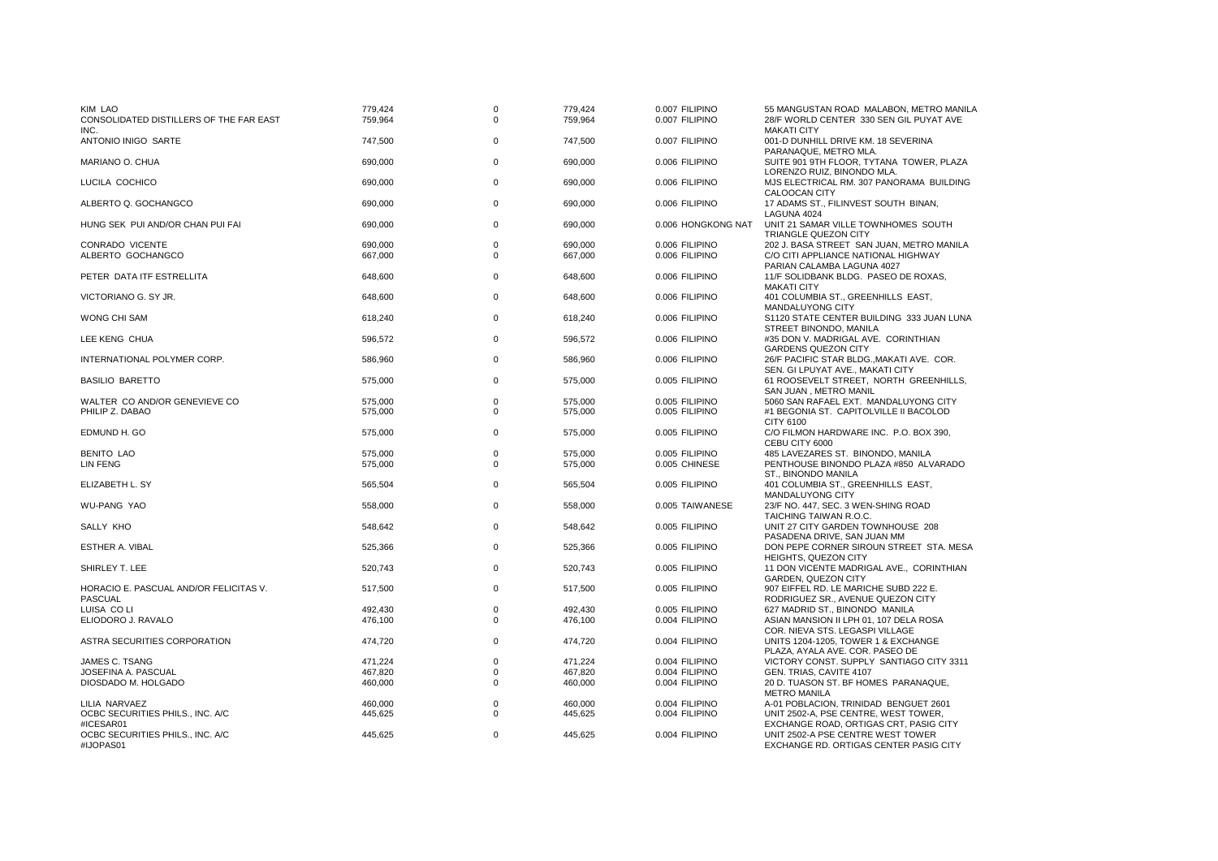| | | | | | |
|---|---|---|---|---|---|
| KIM LAO | 779,424 | 0 | 779,424 | 0.007 FILIPINO | 55 MANGUSTAN ROAD MALABON, METRO MANILA |
| CONSOLIDATED DISTILLERS OF THE FAR EAST INC. | 759,964 | 0 | 759,964 | 0.007 FILIPINO | 28/F WORLD CENTER 330 SEN GIL PUYAT AVE MAKATI CITY |
| ANTONIO INIGO SARTE | 747,500 | 0 | 747,500 | 0.007 FILIPINO | 001-D DUNHILL DRIVE KM. 18 SEVERINA PARANAQUE, METRO MLA. |
| MARIANO O. CHUA | 690,000 | 0 | 690,000 | 0.006 FILIPINO | SUITE 901 9TH FLOOR, TYTANA TOWER, PLAZA LORENZO RUIZ, BINONDO MLA. |
| LUCILA COCHICO | 690,000 | 0 | 690,000 | 0.006 FILIPINO | MJS ELECTRICAL RM. 307 PANORAMA BUILDING CALOOCAN CITY |
| ALBERTO Q. GOCHANGCO | 690,000 | 0 | 690,000 | 0.006 FILIPINO | 17 ADAMS ST., FILINVEST SOUTH BINAN, LAGUNA 4024 |
| HUNG SEK PUI AND/OR CHAN PUI FAI | 690,000 | 0 | 690,000 | 0.006 HONGKONG NAT | UNIT 21 SAMAR VILLE TOWNHOMES SOUTH TRIANGLE QUEZON CITY |
| CONRADO VICENTE | 690,000 | 0 | 690,000 | 0.006 FILIPINO | 202 J. BASA STREET SAN JUAN, METRO MANILA |
| ALBERTO GOCHANGCO | 667,000 | 0 | 667,000 | 0.006 FILIPINO | C/O CITI APPLIANCE NATIONAL HIGHWAY PARIAN CALAMBA LAGUNA 4027 |
| PETER DATA ITF ESTRELLITA | 648,600 | 0 | 648,600 | 0.006 FILIPINO | 11/F SOLIDBANK BLDG. PASEO DE ROXAS, MAKATI CITY |
| VICTORIANO G. SY JR. | 648,600 | 0 | 648,600 | 0.006 FILIPINO | 401 COLUMBIA ST., GREENHILLS EAST, MANDALUYONG CITY |
| WONG CHI SAM | 618,240 | 0 | 618,240 | 0.006 FILIPINO | S1120 STATE CENTER BUILDING 333 JUAN LUNA STREET BINONDO, MANILA |
| LEE KENG CHUA | 596,572 | 0 | 596,572 | 0.006 FILIPINO | #35 DON V. MADRIGAL AVE. CORINTHIAN GARDENS QUEZON CITY |
| INTERNATIONAL POLYMER CORP. | 586,960 | 0 | 586,960 | 0.006 FILIPINO | 26/F PACIFIC STAR BLDG.,MAKATI AVE. COR. SEN. GI LPUYAT AVE., MAKATI CITY |
| BASILIO BARETTO | 575,000 | 0 | 575,000 | 0.005 FILIPINO | 61 ROOSEVELT STREET, NORTH GREENHILLS, SAN JUAN , METRO MANIL |
| WALTER CO AND/OR GENEVIEVE CO | 575,000 | 0 | 575,000 | 0.005 FILIPINO | 5060 SAN RAFAEL EXT. MANDALUYONG CITY |
| PHILIP Z. DABAO | 575,000 | 0 | 575,000 | 0.005 FILIPINO | #1 BEGONIA ST. CAPITOLVILLE II BACOLOD CITY 6100 |
| EDMUND H. GO | 575,000 | 0 | 575,000 | 0.005 FILIPINO | C/O FILMON HARDWARE INC. P.O. BOX 390, CEBU CITY 6000 |
| BENITO LAO | 575,000 | 0 | 575,000 | 0.005 FILIPINO | 485 LAVEZARES ST. BINONDO, MANILA |
| LIN FENG | 575,000 | 0 | 575,000 | 0.005 CHINESE | PENTHOUSE BINONDO PLAZA #850 ALVARADO ST., BINONDO MANILA |
| ELIZABETH L. SY | 565,504 | 0 | 565,504 | 0.005 FILIPINO | 401 COLUMBIA ST., GREENHILLS EAST, MANDALUYONG CITY |
| WU-PANG YAO | 558,000 | 0 | 558,000 | 0.005 TAIWANESE | 23/F NO. 447, SEC. 3 WEN-SHING ROAD TAICHING TAIWAN R.O.C. |
| SALLY KHO | 548,642 | 0 | 548,642 | 0.005 FILIPINO | UNIT 27 CITY GARDEN TOWNHOUSE 208 PASADENA DRIVE, SAN JUAN MM |
| ESTHER A. VIBAL | 525,366 | 0 | 525,366 | 0.005 FILIPINO | DON PEPE CORNER SIROUN STREET STA. MESA HEIGHTS, QUEZON CITY |
| SHIRLEY T. LEE | 520,743 | 0 | 520,743 | 0.005 FILIPINO | 11 DON VICENTE MADRIGAL AVE., CORINTHIAN GARDEN, QUEZON CITY |
| HORACIO E. PASCUAL AND/OR FELICITAS V. PASCUAL | 517,500 | 0 | 517,500 | 0.005 FILIPINO | 907 EIFFEL RD. LE MARICHE SUBD 222 E. RODRIGUEZ SR., AVENUE QUEZON CITY |
| LUISA CO LI | 492,430 | 0 | 492,430 | 0.005 FILIPINO | 627 MADRID ST., BINONDO MANILA |
| ELIODORO J. RAVALO | 476,100 | 0 | 476,100 | 0.004 FILIPINO | ASIAN MANSION II LPH 01, 107 DELA ROSA COR. NIEVA STS. LEGASPI VILLAGE |
| ASTRA SECURITIES CORPORATION | 474,720 | 0 | 474,720 | 0.004 FILIPINO | UNITS 1204-1205, TOWER 1 & EXCHANGE PLAZA, AYALA AVE. COR. PASEO DE |
| JAMES C. TSANG | 471,224 | 0 | 471,224 | 0.004 FILIPINO | VICTORY CONST. SUPPLY SANTIAGO CITY 3311 |
| JOSEFINA A. PASCUAL | 467,820 | 0 | 467,820 | 0.004 FILIPINO | GEN. TRIAS, CAVITE 4107 |
| DIOSDADO M. HOLGADO | 460,000 | 0 | 460,000 | 0.004 FILIPINO | 20 D. TUASON ST. BF HOMES PARANAQUE, METRO MANILA |
| LILIA NARVAEZ | 460,000 | 0 | 460,000 | 0.004 FILIPINO | A-01 POBLACION, TRINIDAD BENGUET 2601 |
| OCBC SECURITIES PHILS., INC. A/C #ICESAR01 | 445,625 | 0 | 445,625 | 0.004 FILIPINO | UNIT 2502-A, PSE CENTRE, WEST TOWER, EXCHANGE ROAD, ORTIGAS CRT, PASIG CITY |
| OCBC SECURITIES PHILS., INC. A/C #IJOPAS01 | 445,625 | 0 | 445,625 | 0.004 FILIPINO | UNIT 2502-A PSE CENTRE WEST TOWER EXCHANGE RD. ORTIGAS CENTER PASIG CITY |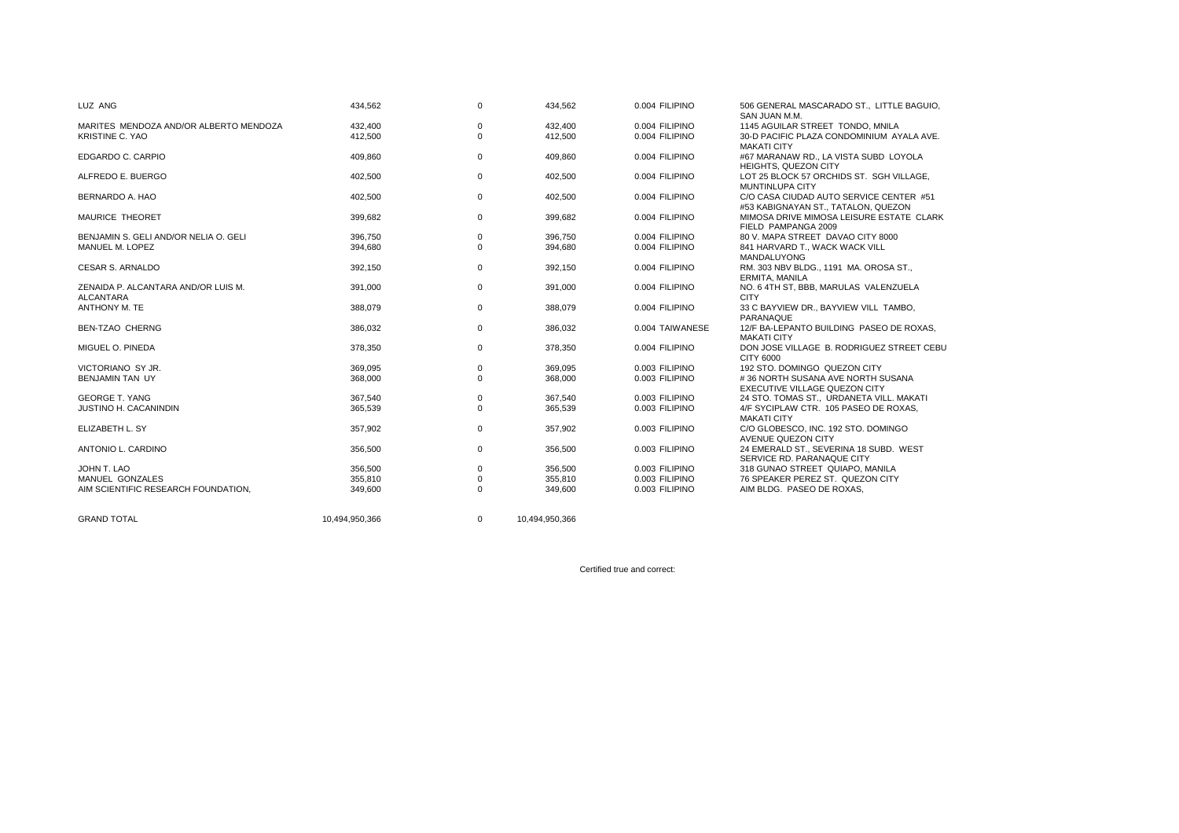| | | | | | |
|---|---|---|---|---|---|
| LUZ ANG | 434,562 | 0 | 434,562 | 0.004 FILIPINO | 506 GENERAL MASCARADO ST., LITTLE BAGUIO, SAN JUAN M.M. |
| MARITES MENDOZA AND/OR ALBERTO MENDOZA | 432,400 | 0 | 432,400 | 0.004 FILIPINO | 1145 AGUILAR STREET TONDO, MNILA |
| KRISTINE C. YAO | 412,500 | 0 | 412,500 | 0.004 FILIPINO | 30-D PACIFIC PLAZA CONDOMINIUM AYALA AVE. MAKATI CITY |
| EDGARDO C. CARPIO | 409,860 | 0 | 409,860 | 0.004 FILIPINO | #67 MARANAW RD., LA VISTA SUBD LOYOLA HEIGHTS, QUEZON CITY |
| ALFREDO E. BUERGO | 402,500 | 0 | 402,500 | 0.004 FILIPINO | LOT 25 BLOCK 57 ORCHIDS ST. SGH VILLAGE, MUNTINLUPA CITY |
| BERNARDO A. HAO | 402,500 | 0 | 402,500 | 0.004 FILIPINO | C/O CASA CIUDAD AUTO SERVICE CENTER #51 #53 KABIGNAYAN ST., TATALON, QUEZON |
| MAURICE THEORET | 399,682 | 0 | 399,682 | 0.004 FILIPINO | MIMOSA DRIVE MIMOSA LEISURE ESTATE CLARK FIELD PAMPANGA 2009 |
| BENJAMIN S. GELI AND/OR NELIA O. GELI | 396,750 | 0 | 396,750 | 0.004 FILIPINO | 80 V. MAPA STREET DAVAO CITY 8000 |
| MANUEL M. LOPEZ | 394,680 | 0 | 394,680 | 0.004 FILIPINO | 841 HARVARD T., WACK WACK VILL MANDALUYONG |
| CESAR S. ARNALDO | 392,150 | 0 | 392,150 | 0.004 FILIPINO | RM. 303 NBV BLDG., 1191 MA. OROSA ST., ERMITA, MANILA |
| ZENAIDA P. ALCANTARA AND/OR LUIS M. ALCANTARA | 391,000 | 0 | 391,000 | 0.004 FILIPINO | NO. 6 4TH ST, BBB, MARULAS VALENZUELA CITY |
| ANTHONY M. TE | 388,079 | 0 | 388,079 | 0.004 FILIPINO | 33 C BAYVIEW DR., BAYVIEW VILL TAMBO, PARANAQUE |
| BEN-TZAO CHERNG | 386,032 | 0 | 386,032 | 0.004 TAIWANESE | 12/F BA-LEPANTO BUILDING PASEO DE ROXAS, MAKATI CITY |
| MIGUEL O. PINEDA | 378,350 | 0 | 378,350 | 0.004 FILIPINO | DON JOSE VILLAGE B. RODRIGUEZ STREET CEBU CITY 6000 |
| VICTORIANO SY JR. | 369,095 | 0 | 369,095 | 0.003 FILIPINO | 192 STO. DOMINGO QUEZON CITY |
| BENJAMIN TAN UY | 368,000 | 0 | 368,000 | 0.003 FILIPINO | # 36 NORTH SUSANA AVE NORTH SUSANA EXECUTIVE VILLAGE QUEZON CITY |
| GEORGE T. YANG | 367,540 | 0 | 367,540 | 0.003 FILIPINO | 24 STO. TOMAS ST., URDANETA VILL. MAKATI |
| JUSTINO H. CACANINDIN | 365,539 | 0 | 365,539 | 0.003 FILIPINO | 4/F SYCIPLAW CTR. 105 PASEO DE ROXAS, MAKATI CITY |
| ELIZABETH L. SY | 357,902 | 0 | 357,902 | 0.003 FILIPINO | C/O GLOBESCO, INC. 192 STO. DOMINGO AVENUE QUEZON CITY |
| ANTONIO L. CARDINO | 356,500 | 0 | 356,500 | 0.003 FILIPINO | 24 EMERALD ST., SEVERINA 18 SUBD. WEST SERVICE RD. PARANAQUE CITY |
| JOHN T. LAO | 356,500 | 0 | 356,500 | 0.003 FILIPINO | 318 GUNAO STREET QUIAPO, MANILA |
| MANUEL GONZALES | 355,810 | 0 | 355,810 | 0.003 FILIPINO | 76 SPEAKER PEREZ ST. QUEZON CITY |
| AIM SCIENTIFIC RESEARCH FOUNDATION, | 349,600 | 0 | 349,600 | 0.003 FILIPINO | AIM BLDG. PASEO DE ROXAS, |
| | | | | | |
| GRAND TOTAL | 10,494,950,366 | 0 | 10,494,950,366 | | |

Certified true and correct: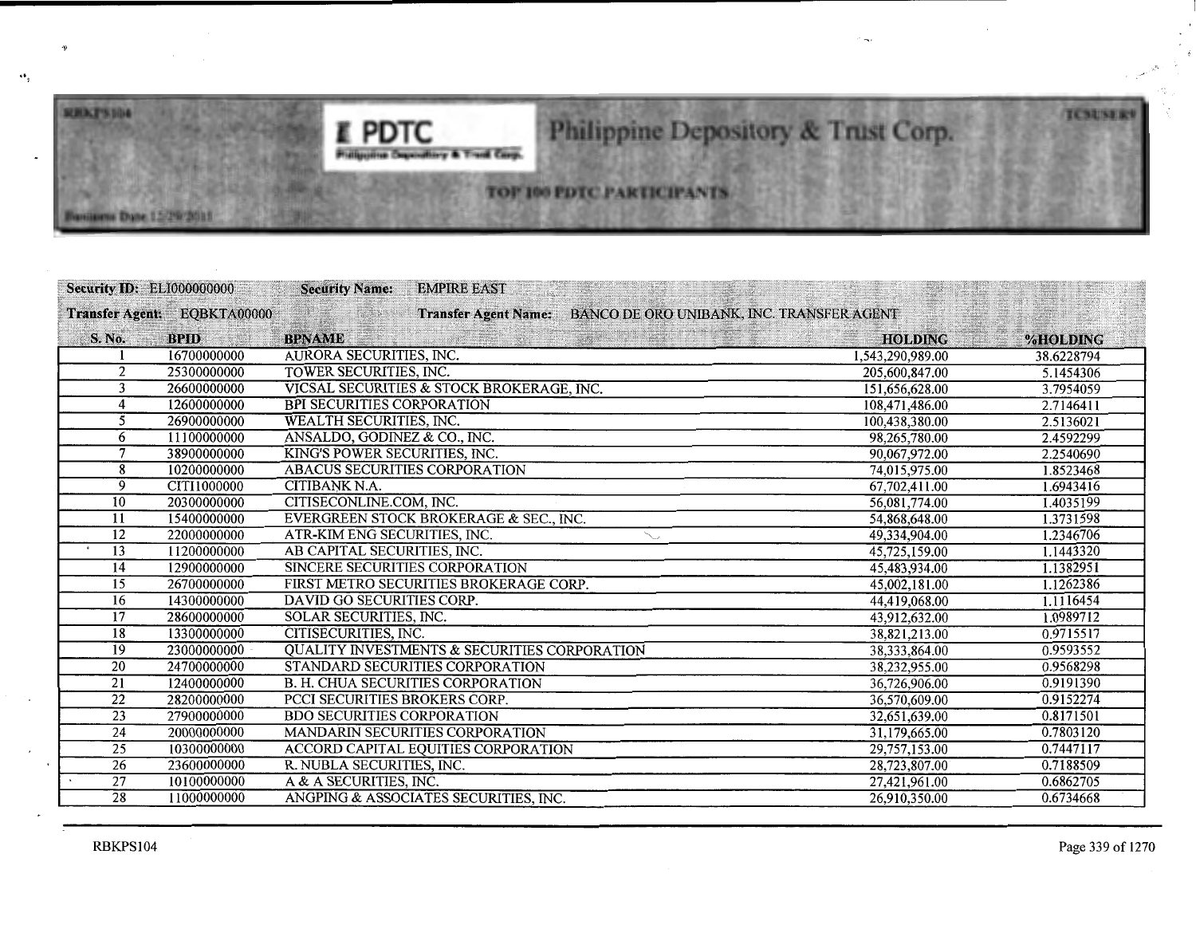# Philippine Depository & Trust Corp.

## TOP 100 PDTC PARTICIPANTS

Business Date 12/29/2011

**Security ID:** EL1000000000 **Security Name:** EMPIRE EAST

**Transfer Agent:** EQBKTA00000 **Transfer Agent Name:** BANCO DE ORO UNIBANK, INC. TRANSFER AGENT

| S. No. | BPID | BPNAME | HOLDING | %HOLDING |
|---|---|---|---|---|
| 1 | 16700000000 | AURORA SECURITIES, INC. | 1,543,290,989.00 | 38.6228794 |
| 2 | 25300000000 | TOWER SECURITIES, INC. | 205,600,847.00 | 5.1454306 |
| 3 | 26600000000 | VICSAL SECURITIES & STOCK BROKERAGE, INC. | 151,656,628.00 | 3.7954059 |
| 4 | 12600000000 | BPI SECURITIES CORPORATION | 108,471,486.00 | 2.7146411 |
| 5 | 26900000000 | WEALTH SECURITIES, INC. | 100,438,380.00 | 2.5136021 |
| 6 | 11100000000 | ANSALDO, GODINEZ & CO., INC. | 98,265,780.00 | 2.4592299 |
| 7 | 38900000000 | KING'S POWER SECURITIES, INC. | 90,067,972.00 | 2.2540690 |
| 8 | 10200000000 | ABACUS SECURITIES CORPORATION | 74,015,975.00 | 1.8523468 |
| 9 | CITI1000000 | CITIBANK N.A. | 67,702,411.00 | 1.6943416 |
| 10 | 20300000000 | CITISECONLINE.COM, INC. | 56,081,774.00 | 1.4035199 |
| 11 | 15400000000 | EVERGREEN STOCK BROKERAGE & SEC., INC. | 54,868,648.00 | 1.3731598 |
| 12 | 22000000000 | ATR-KIM ENG SECURITIES, INC. | 49,334,904.00 | 1.2346706 |
| 13 | 11200000000 | AB CAPITAL SECURITIES, INC. | 45,725,159.00 | 1.1443320 |
| 14 | 12900000000 | SINCERE SECURITIES CORPORATION | 45,483,934.00 | 1.1382951 |
| 15 | 26700000000 | FIRST METRO SECURITIES BROKERAGE CORP. | 45,002,181.00 | 1.1262386 |
| 16 | 14300000000 | DAVID GO SECURITIES CORP. | 44,419,068.00 | 1.1116454 |
| 17 | 28600000000 | SOLAR SECURITIES, INC. | 43,912,632.00 | 1.0989712 |
| 18 | 13300000000 | CITISECURITIES, INC. | 38,821,213.00 | 0.9715517 |
| 19 | 23000000000 | QUALITY INVESTMENTS & SECURITIES CORPORATION | 38,333,864.00 | 0.9593552 |
| 20 | 24700000000 | STANDARD SECURITIES CORPORATION | 38,232,955.00 | 0.9568298 |
| 21 | 12400000000 | B. H. CHUA SECURITIES CORPORATION | 36,726,906.00 | 0.9191390 |
| 22 | 28200000000 | PCCI SECURITIES BROKERS CORP. | 36,570,609.00 | 0.9152274 |
| 23 | 27900000000 | BDO SECURITIES CORPORATION | 32,651,639.00 | 0.8171501 |
| 24 | 20000000000 | MANDARIN SECURITIES CORPORATION | 31,179,665.00 | 0.7803120 |
| 25 | 10300000000 | ACCORD CAPITAL EQUITIES CORPORATION | 29,757,153.00 | 0.7447117 |
| 26 | 23600000000 | R. NUBLA SECURITIES, INC. | 28,723,807.00 | 0.7188509 |
| 27 | 10100000000 | A & A SECURITIES, INC. | 27,421,961.00 | 0.6862705 |
| 28 | 11000000000 | ANGPING & ASSOCIATES SECURITIES, INC. | 26,910,350.00 | 0.6734668 |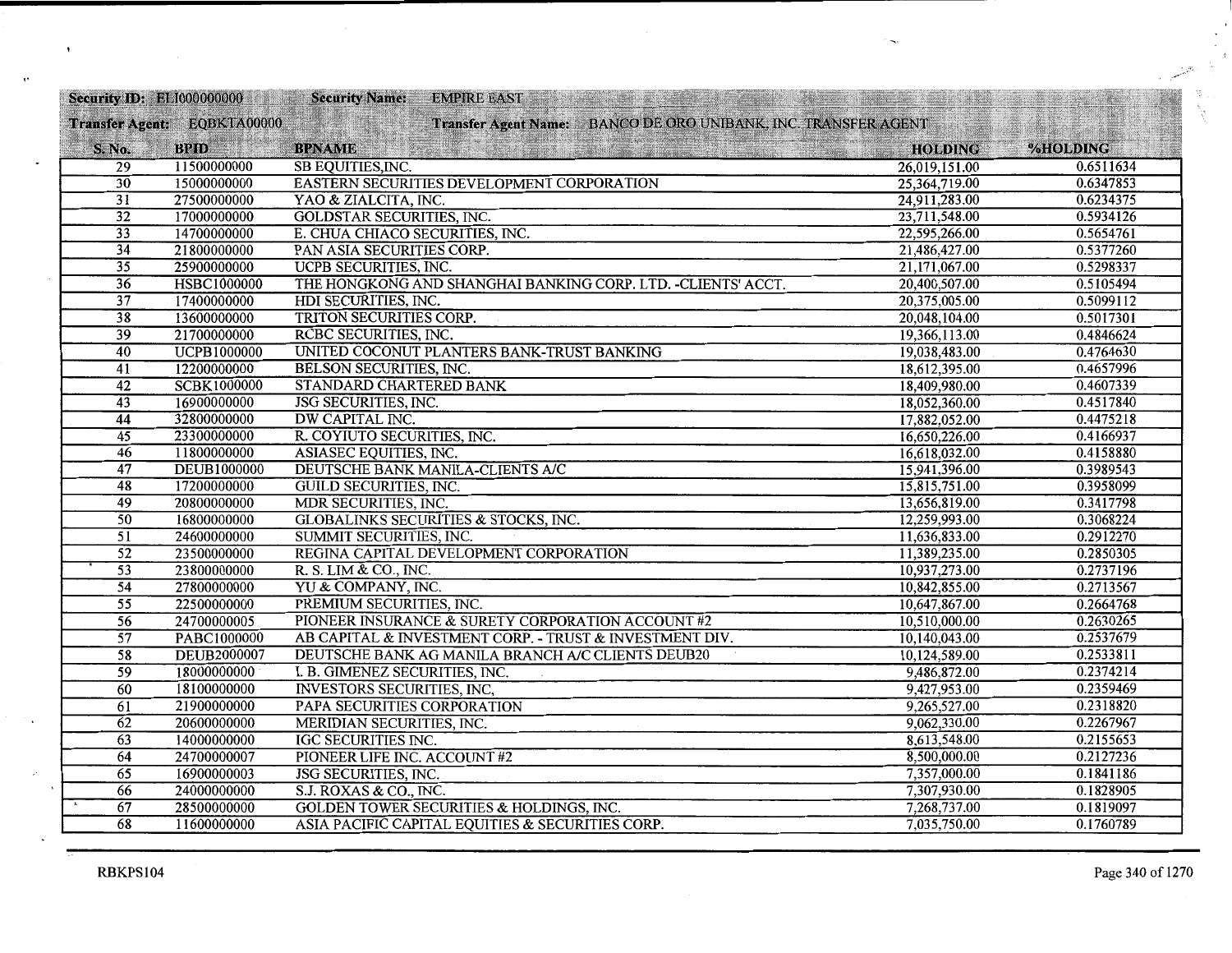**Security ID:** ELI000000000 **Security Name:** EMPIRE EAST

**Transfer Agent:** EQBKTA00000 **Transfer Agent Name:** BANCO DE ORO UNIBANK, INC. TRANSFER AGENT

| S. No. | BPID | BPNAME | HOLDING | %HOLDING |
|---|---|---|---|---|
| 29 | 11500000000 | SB EQUITIES,INC. | 26,019,151.00 | 0.6511634 |
| 30 | 15000000000 | EASTERN SECURITIES DEVELOPMENT CORPORATION | 25,364,719.00 | 0.6347853 |
| 31 | 27500000000 | YAO & ZIALCITA, INC. | 24,911,283.00 | 0.6234375 |
| 32 | 17000000000 | GOLDSTAR SECURITIES, INC. | 23,711,548.00 | 0.5934126 |
| 33 | 14700000000 | E. CHUA CHIACO SECURITIES, INC. | 22,595,266.00 | 0.5654761 |
| 34 | 21800000000 | PAN ASIA SECURITIES CORP. | 21,486,427.00 | 0.5377260 |
| 35 | 25900000000 | UCPB SECURITIES, INC. | 21,171,067.00 | 0.5298337 |
| 36 | HSBC1000000 | THE HONGKONG AND SHANGHAI BANKING CORP. LTD. -CLIENTS' ACCT. | 20,400,507.00 | 0.5105494 |
| 37 | 17400000000 | HDI SECURITIES, INC. | 20,375,005.00 | 0.5099112 |
| 38 | 13600000000 | TRITON SECURITIES CORP. | 20,048,104.00 | 0.5017301 |
| 39 | 21700000000 | RCBC SECURITIES, INC. | 19,366,113.00 | 0.4846624 |
| 40 | UCPB1000000 | UNITED COCONUT PLANTERS BANK-TRUST BANKING | 19,038,483.00 | 0.4764630 |
| 41 | 12200000000 | BELSON SECURITIES, INC. | 18,612,395.00 | 0.4657996 |
| 42 | SCBK1000000 | STANDARD CHARTERED BANK | 18,409,980.00 | 0.4607339 |
| 43 | 16900000000 | JSG SECURITIES, INC. | 18,052,360.00 | 0.4517840 |
| 44 | 32800000000 | DW CAPITAL INC. | 17,882,052.00 | 0.4475218 |
| 45 | 23300000000 | R. COYIUTO SECURITIES, INC. | 16,650,226.00 | 0.4166937 |
| 46 | 11800000000 | ASIASEC EQUITIES, INC. | 16,618,032.00 | 0.4158880 |
| 47 | DEUB1000000 | DEUTSCHE BANK MANILA-CLIENTS A/C | 15,941,396.00 | 0.3989543 |
| 48 | 17200000000 | GUILD SECURITIES, INC. | 15,815,751.00 | 0.3958099 |
| 49 | 20800000000 | MDR SECURITIES, INC. | 13,656,819.00 | 0.3417798 |
| 50 | 16800000000 | GLOBALINKS SECURITIES & STOCKS, INC. | 12,259,993.00 | 0.3068224 |
| 51 | 24600000000 | SUMMIT SECURITIES, INC. | 11,636,833.00 | 0.2912270 |
| 52 | 23500000000 | REGINA CAPITAL DEVELOPMENT CORPORATION | 11,389,235.00 | 0.2850305 |
| 53 | 23800000000 | R. S. LIM & CO., INC. | 10,937,273.00 | 0.2737196 |
| 54 | 27800000000 | YU & COMPANY, INC. | 10,842,855.00 | 0.2713567 |
| 55 | 22500000000 | PREMIUM SECURITIES, INC. | 10,647,867.00 | 0.2664768 |
| 56 | 24700000005 | PIONEER INSURANCE & SURETY CORPORATION ACCOUNT #2 | 10,510,000.00 | 0.2630265 |
| 57 | PABC1000000 | AB CAPITAL & INVESTMENT CORP. - TRUST & INVESTMENT DIV. | 10,140,043.00 | 0.2537679 |
| 58 | DEUB2000007 | DEUTSCHE BANK AG MANILA BRANCH A/C CLIENTS DEUB20 | 10,124,589.00 | 0.2533811 |
| 59 | 18000000000 | I. B. GIMENEZ SECURITIES, INC. | 9,486,872.00 | 0.2374214 |
| 60 | 18100000000 | INVESTORS SECURITIES, INC, | 9,427,953.00 | 0.2359469 |
| 61 | 21900000000 | PAPA SECURITIES CORPORATION | 9,265,527.00 | 0.2318820 |
| 62 | 20600000000 | MERIDIAN SECURITIES, INC. | 9,062,330.00 | 0.2267967 |
| 63 | 14000000000 | IGC SECURITIES INC. | 8,613,548.00 | 0.2155653 |
| 64 | 24700000007 | PIONEER LIFE INC. ACCOUNT #2 | 8,500,000.00 | 0.2127236 |
| 65 | 16900000003 | JSG SECURITIES, INC. | 7,357,000.00 | 0.1841186 |
| 66 | 24000000000 | S.J. ROXAS & CO., INC. | 7,307,930.00 | 0.1828905 |
| 67 | 28500000000 | GOLDEN TOWER SECURITIES & HOLDINGS, INC. | 7,268,737.00 | 0.1819097 |
| 68 | 11600000000 | ASIA PACIFIC CAPITAL EQUITIES & SECURITIES CORP. | 7,035,750.00 | 0.1760789 |

RBKPS104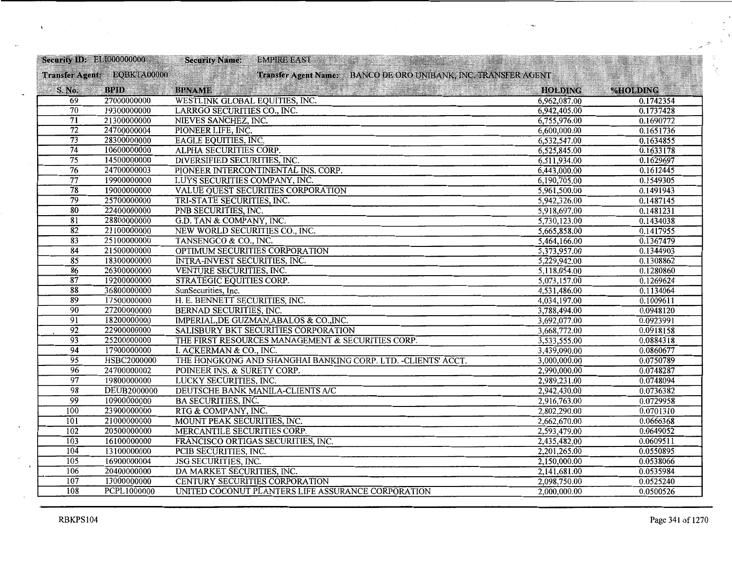**Security ID:** ELI000000000 **Security Name:** EMPIRE EAST

**Transfer Agent:** EQBKTA00000 **Transfer Agent Name:** BANCO DE ORO UNIBANK, INC. TRANSFER AGENT

| S. No. | BPID | BPNAME | HOLDING | %HOLDING |
|---|---|---|---|---|
| 69 | 27000000000 | WESTLINK GLOBAL EQUITIES, INC. | 6,962,087.00 | 0.1742354 |
| 70 | 19300000000 | LARRGO SECURITIES CO., INC. | 6,942,405.00 | 0.1737428 |
| 71 | 21300000000 | NIEVES SANCHEZ, INC. | 6,755,976.00 | 0.1690772 |
| 72 | 24700000004 | PIONEER LIFE, INC. | 6,600,000.00 | 0.1651736 |
| 73 | 28300000000 | EAGLE EQUITIES, INC. | 6,532,547.00 | 0.1634855 |
| 74 | 10600000000 | ALPHA SECURITIES CORP. | 6,525,845.00 | 0.1633178 |
| 75 | 14500000000 | DIVERSIFIED SECURITIES, INC. | 6,511,934.00 | 0.1629697 |
| 76 | 24700000003 | PIONEER INTERCONTINENTAL INS. CORP. | 6,443,000.00 | 0.1612445 |
| 77 | 19900000000 | LUYS SECURITIES COMPANY, INC. | 6,190,705.00 | 0.1549305 |
| 78 | 19000000000 | VALUE QUEST SECURITIES CORPORATION | 5,961,500.00 | 0.1491943 |
| 79 | 25700000000 | TRI-STATE SECURITIES, INC. | 5,942,326.00 | 0.1487145 |
| 80 | 22400000000 | PNB SECURITIES, INC. | 5,918,697.00 | 0.1481231 |
| 81 | 28800000000 | G.D. TAN & COMPANY, INC. | 5,730,123.00 | 0.1434038 |
| 82 | 21100000000 | NEW WORLD SECURITIES CO., INC. | 5,665,858.00 | 0.1417955 |
| 83 | 25100000000 | TANSENGCO & CO., INC. | 5,464,166.00 | 0.1367479 |
| 84 | 21500000000 | OPTIMUM SECURITIES CORPORATION | 5,373,957.00 | 0.1344903 |
| 85 | 18300000000 | INTRA-INVEST SECURITIES, INC. | 5,229,942.00 | 0.1308862 |
| 86 | 26300000000 | VENTURE SECURITIES, INC. | 5,118,054.00 | 0.1280860 |
| 87 | 19200000000 | STRATEGIC EQUITIES CORP. | 5,073,157.00 | 0.1269624 |
| 88 | 36800000000 | SunSecurities, Inc. | 4,531,486.00 | 0.1134064 |
| 89 | 17500000000 | H. E. BENNETT SECURITIES, INC. | 4,034,197.00 | 0.1009611 |
| 90 | 27200000000 | BERNAD SECURITIES, INC. | 3,788,494.00 | 0.0948120 |
| 91 | 18200000000 | IMPERIAL,DE GUZMAN,ABALOS & CO.,INC. | 3,692,077.00 | 0.0923991 |
| 92 | 22900000000 | SALISBURY BKT SECURITIES CORPORATION | 3,668,772.00 | 0.0918158 |
| 93 | 25200000000 | THE FIRST RESOURCES MANAGEMENT & SECURITIES CORP. | 3,533,555.00 | 0.0884318 |
| 94 | 17900000000 | I. ACKERMAN & CO., INC. | 3,439,090.00 | 0.0860677 |
| 95 | HSBC2000000 | THE HONGKONG AND SHANGHAI BANKING CORP. LTD. -CLIENTS' ACCT. | 3,000,000.00 | 0.0750789 |
| 96 | 24700000002 | POINEER INS. & SURETY CORP. | 2,990,000.00 | 0.0748287 |
| 97 | 19800000000 | LUCKY SECURITIES, INC. | 2,989,231.00 | 0.0748094 |
| 98 | DEUB2000000 | DEUTSCHE BANK MANILA-CLIENTS A/C | 2,942,430.00 | 0.0736382 |
| 99 | 10900000000 | BA SECURITIES, INC. | 2,916,763.00 | 0.0729958 |
| 100 | 23900000000 | RTG & COMPANY, INC. | 2,802,290.00 | 0.0701310 |
| 101 | 21000000000 | MOUNT PEAK SECURITIES, INC. | 2,662,670.00 | 0.0666368 |
| 102 | 20500000000 | MERCANTILE SECURITIES CORP. | 2,593,479.00 | 0.0649052 |
| 103 | 16100000000 | FRANCISCO ORTIGAS SECURITIES, INC. | 2,435,482.00 | 0.0609511 |
| 104 | 13100000000 | PCIB SECURITIES, INC. | 2,201,265.00 | 0.0550895 |
| 105 | 16900000004 | JSG SECURITIES, INC. | 2,150,000.00 | 0.0538066 |
| 106 | 20400000000 | DA MARKET SECURITIES, INC. | 2,141,681.00 | 0.0535984 |
| 107 | 13000000000 | CENTURY SECURITIES CORPORATION | 2,098,750.00 | 0.0525240 |
| 108 | PCPL1000000 | UNITED COCONUT PLANTERS LIFE ASSURANCE CORPORATION | 2,000,000.00 | 0.0500526 |

RBKPS104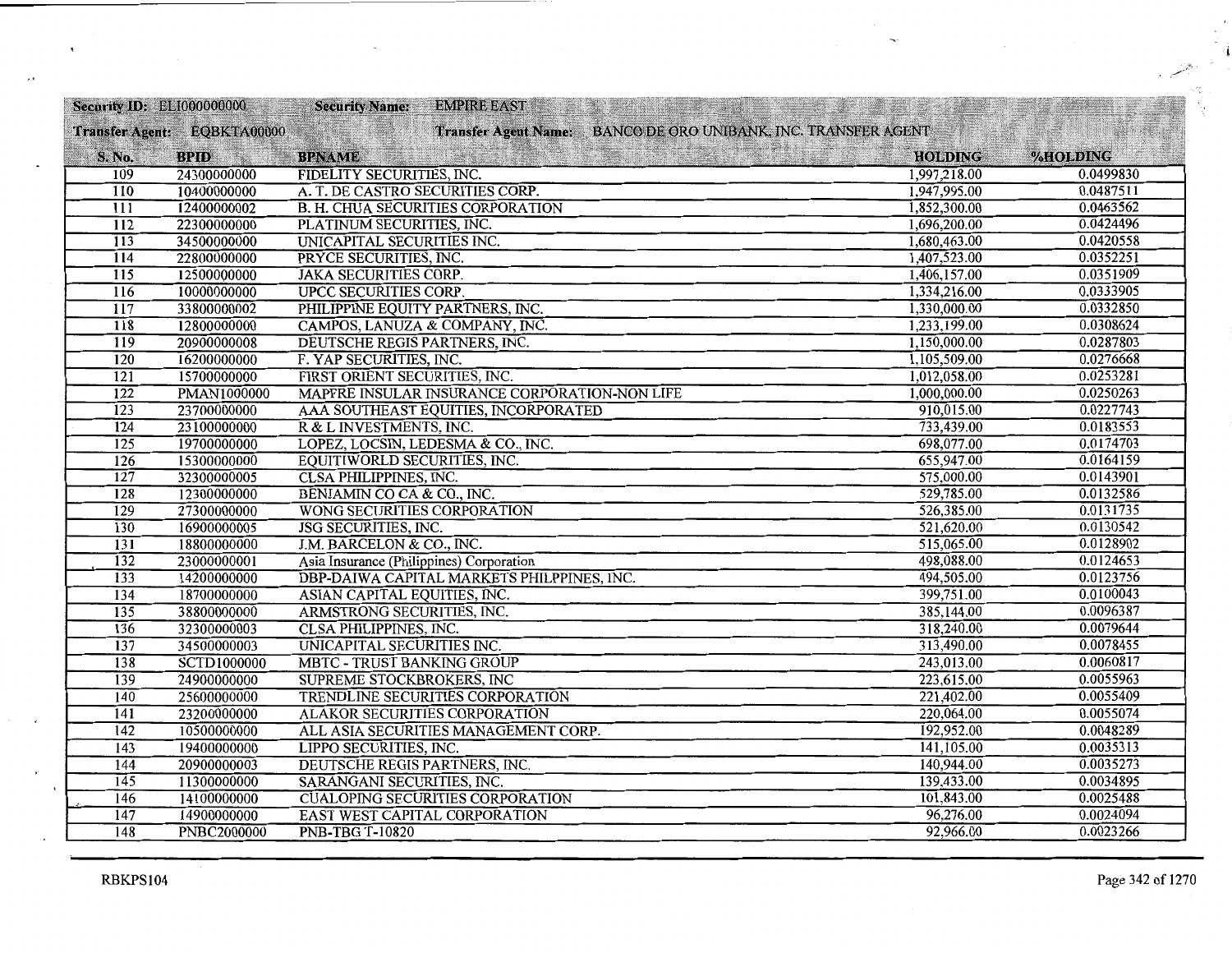**Security ID:** ELI000000000 **Security Name:** EMPIRE EAST

**Transfer Agent:** EQBKTA00000 **Transfer Agent Name:** BANCO DE ORO UNIBANK, INC. TRANSFER AGENT

| S. No. | BPID | BPNAME | HOLDING | %HOLDING |
|---|---|---|---|---|
| 109 | 24300000000 | FIDELITY SECURITIES, INC. | 1,997,218.00 | 0.0499830 |
| 110 | 10400000000 | A. T. DE CASTRO SECURITIES CORP. | 1,947,995.00 | 0.0487511 |
| 111 | 12400000002 | B. H. CHUA SECURITIES CORPORATION | 1,852,300.00 | 0.0463562 |
| 112 | 22300000000 | PLATINUM SECURITIES, INC. | 1,696,200.00 | 0.0424496 |
| 113 | 34500000000 | UNICAPITAL SECURITIES INC. | 1,680,463.00 | 0.0420558 |
| 114 | 22800000000 | PRYCE SECURITIES, INC. | 1,407,523.00 | 0.0352251 |
| 115 | 12500000000 | JAKA SECURITIES CORP. | 1,406,157.00 | 0.0351909 |
| 116 | 10000000000 | UPCC SECURITIES CORP. | 1,334,216.00 | 0.0333905 |
| 117 | 33800000002 | PHILIPPINE EQUITY PARTNERS, INC. | 1,330,000.00 | 0.0332850 |
| 118 | 12800000000 | CAMPOS, LANUZA & COMPANY, INC. | 1,233,199.00 | 0.0308624 |
| 119 | 20900000008 | DEUTSCHE REGIS PARTNERS, INC. | 1,150,000.00 | 0.0287803 |
| 120 | 16200000000 | F. YAP SECURITIES, INC. | 1,105,509.00 | 0.0276668 |
| 121 | 15700000000 | FIRST ORIENT SECURITIES, INC. | 1,012,058.00 | 0.0253281 |
| 122 | PMAN1000000 | MAPFRE INSULAR INSURANCE CORPORATION-NON LIFE | 1,000,000.00 | 0.0250263 |
| 123 | 23700000000 | AAA SOUTHEAST EQUITIES, INCORPORATED | 910,015.00 | 0.0227743 |
| 124 | 23100000000 | R & L INVESTMENTS, INC. | 733,439.00 | 0.0183553 |
| 125 | 19700000000 | LOPEZ, LOCSIN, LEDESMA & CO., INC. | 698,077.00 | 0.0174703 |
| 126 | 15300000000 | EQUITIWORLD SECURITIES, INC. | 655,947.00 | 0.0164159 |
| 127 | 32300000005 | CLSA PHILIPPINES, INC. | 575,000.00 | 0.0143901 |
| 128 | 12300000000 | BENJAMIN CO CA & CO., INC. | 529,785.00 | 0.0132586 |
| 129 | 27300000000 | WONG SECURITIES CORPORATION | 526,385.00 | 0.0131735 |
| 130 | 16900000005 | JSG SECURITIES, INC. | 521,620.00 | 0.0130542 |
| 131 | 18800000000 | J.M. BARCELON & CO., INC. | 515,065.00 | 0.0128902 |
| 132 | 23000000001 | Asia Insurance (Philippines) Corporation | 498,088.00 | 0.0124653 |
| 133 | 14200000000 | DBP-DAIWA CAPITAL MARKETS PHILPPINES, INC. | 494,505.00 | 0.0123756 |
| 134 | 18700000000 | ASIAN CAPITAL EQUITIES, INC. | 399,751.00 | 0.0100043 |
| 135 | 38800000000 | ARMSTRONG SECURITIES, INC. | 385,144.00 | 0.0096387 |
| 136 | 32300000003 | CLSA PHILIPPINES, INC. | 318,240.00 | 0.0079644 |
| 137 | 34500000003 | UNICAPITAL SECURITIES INC. | 313,490.00 | 0.0078455 |
| 138 | SCTD1000000 | MBTC - TRUST BANKING GROUP | 243,013.00 | 0.0060817 |
| 139 | 24900000000 | SUPREME STOCKBROKERS, INC | 223,615.00 | 0.0055963 |
| 140 | 25600000000 | TRENDLINE SECURITIES CORPORATION | 221,402.00 | 0.0055409 |
| 141 | 23200000000 | ALAKOR SECURITIES CORPORATION | 220,064.00 | 0.0055074 |
| 142 | 10500000000 | ALL ASIA SECURITIES MANAGEMENT CORP. | 192,952.00 | 0.0048289 |
| 143 | 19400000000 | LIPPO SECURITIES, INC. | 141,105.00 | 0.0035313 |
| 144 | 20900000003 | DEUTSCHE REGIS PARTNERS, INC. | 140,944.00 | 0.0035273 |
| 145 | 11300000000 | SARANGANI SECURITIES, INC. | 139,433.00 | 0.0034895 |
| 146 | 14100000000 | CUALOPING SECURITIES CORPORATION | 101,843.00 | 0.0025488 |
| 147 | 14900000000 | EAST WEST CAPITAL CORPORATION | 96,276.00 | 0.0024094 |
| 148 | PNBC2000000 | PNB-TBG T-10820 | 92,966.00 | 0.0023266 |

RBKPS104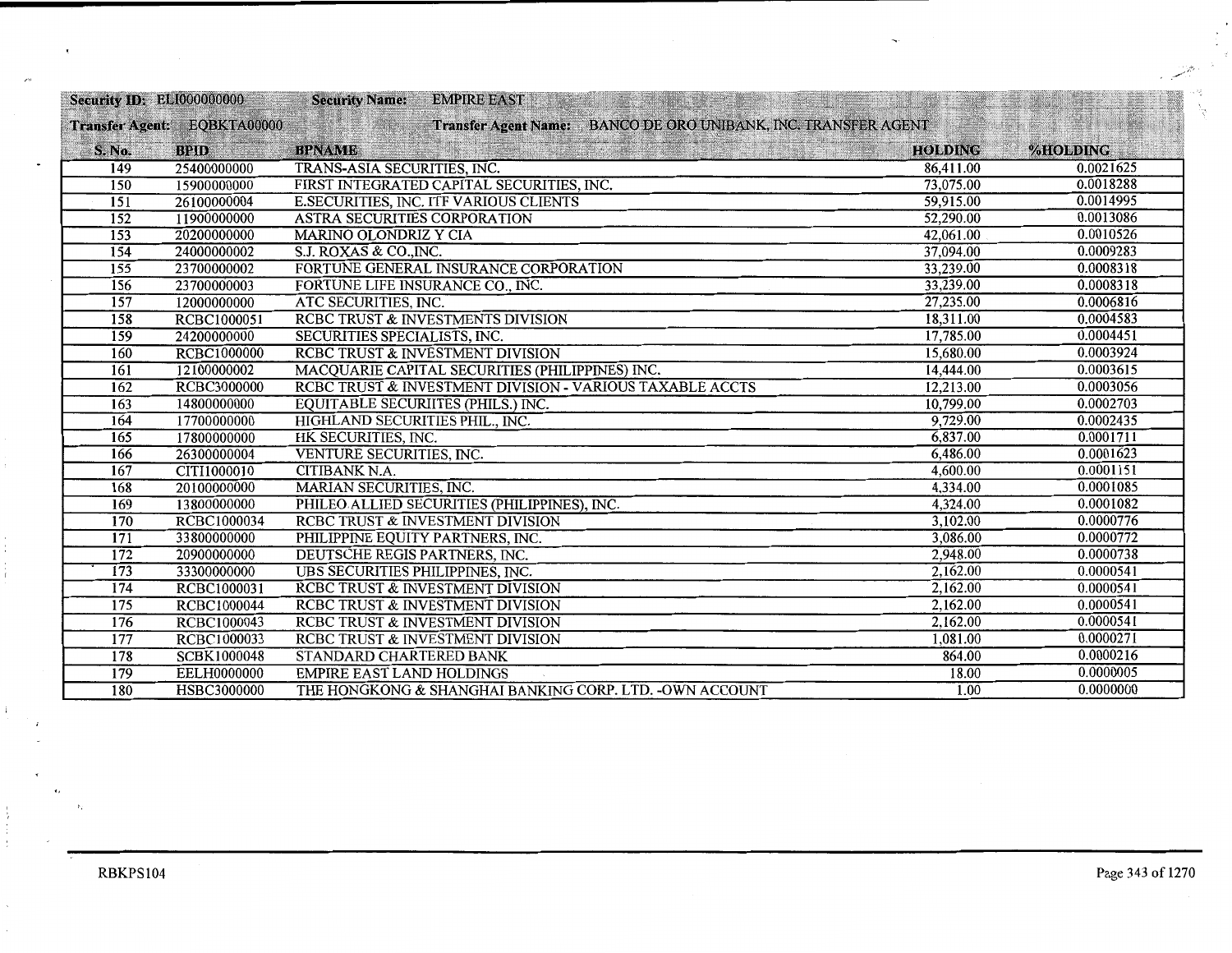**Security ID:** ELI000000000 **Security Name:** EMPIRE EAST

**Transfer Agent:** EQBKTA00000 **Transfer Agent Name:** BANCO DE ORO UNIBANK, INC. TRANSFER AGENT

| S. No. | BPID | BPNAME | HOLDING | %HOLDING |
|---|---|---|---|---|
| 149 | 25400000000 | TRANS-ASIA SECURITIES, INC. | 86,411.00 | 0.0021625 |
| 150 | 15900000000 | FIRST INTEGRATED CAPITAL SECURITIES, INC. | 73,075.00 | 0.0018288 |
| 151 | 26100000004 | E.SECURITIES, INC. ITF VARIOUS CLIENTS | 59,915.00 | 0.0014995 |
| 152 | 11900000000 | ASTRA SECURITIES CORPORATION | 52,290.00 | 0.0013086 |
| 153 | 20200000000 | MARINO OLONDRIZ Y CIA | 42,061.00 | 0.0010526 |
| 154 | 24000000002 | S.J. ROXAS & CO.,INC. | 37,094.00 | 0.0009283 |
| 155 | 23700000002 | FORTUNE GENERAL INSURANCE CORPORATION | 33,239.00 | 0.0008318 |
| 156 | 23700000003 | FORTUNE LIFE INSURANCE CO., INC. | 33,239.00 | 0.0008318 |
| 157 | 12000000000 | ATC SECURITIES, INC. | 27,235.00 | 0.0006816 |
| 158 | RCBC1000051 | RCBC TRUST & INVESTMENTS DIVISION | 18,311.00 | 0.0004583 |
| 159 | 24200000000 | SECURITIES SPECIALISTS, INC. | 17,785.00 | 0.0004451 |
| 160 | RCBC1000000 | RCBC TRUST & INVESTMENT DIVISION | 15,680.00 | 0.0003924 |
| 161 | 12100000002 | MACQUARIE CAPITAL SECURITIES (PHILIPPINES) INC. | 14,444.00 | 0.0003615 |
| 162 | RCBC3000000 | RCBC TRUST & INVESTMENT DIVISION - VARIOUS TAXABLE ACCTS | 12,213.00 | 0.0003056 |
| 163 | 14800000000 | EQUITABLE SECURIITES (PHILS.) INC. | 10,799.00 | 0.0002703 |
| 164 | 17700000000 | HIGHLAND SECURITIES PHIL., INC. | 9,729.00 | 0.0002435 |
| 165 | 17800000000 | HK SECURITIES, INC. | 6,837.00 | 0.0001711 |
| 166 | 26300000004 | VENTURE SECURITIES, INC. | 6,486.00 | 0.0001623 |
| 167 | CITI1000010 | CITIBANK N.A. | 4,600.00 | 0.0001151 |
| 168 | 20100000000 | MARIAN SECURITIES, INC. | 4,334.00 | 0.0001085 |
| 169 | 13800000000 | PHILEO ALLIED SECURITIES (PHILIPPINES), INC. | 4,324.00 | 0.0001082 |
| 170 | RCBC1000034 | RCBC TRUST & INVESTMENT DIVISION | 3,102.00 | 0.0000776 |
| 171 | 33800000000 | PHILIPPINE EQUITY PARTNERS, INC. | 3,086.00 | 0.0000772 |
| 172 | 20900000000 | DEUTSCHE REGIS PARTNERS, INC. | 2,948.00 | 0.0000738 |
| 173 | 33300000000 | UBS SECURITIES PHILIPPINES, INC. | 2,162.00 | 0.0000541 |
| 174 | RCBC1000031 | RCBC TRUST & INVESTMENT DIVISION | 2,162.00 | 0.0000541 |
| 175 | RCBC1000044 | RCBC TRUST & INVESTMENT DIVISION | 2,162.00 | 0.0000541 |
| 176 | RCBC1000043 | RCBC TRUST & INVESTMENT DIVISION | 2,162.00 | 0.0000541 |
| 177 | RCBC1000033 | RCBC TRUST & INVESTMENT DIVISION | 1,081.00 | 0.0000271 |
| 178 | SCBK1000048 | STANDARD CHARTERED BANK | 864.00 | 0.0000216 |
| 179 | EELH0000000 | EMPIRE EAST LAND HOLDINGS | 18.00 | 0.0000005 |
| 180 | HSBC3000000 | THE HONGKONG & SHANGHAI BANKING CORP. LTD. -OWN ACCOUNT | 1.00 | 0.0000000 |

RBKPS104